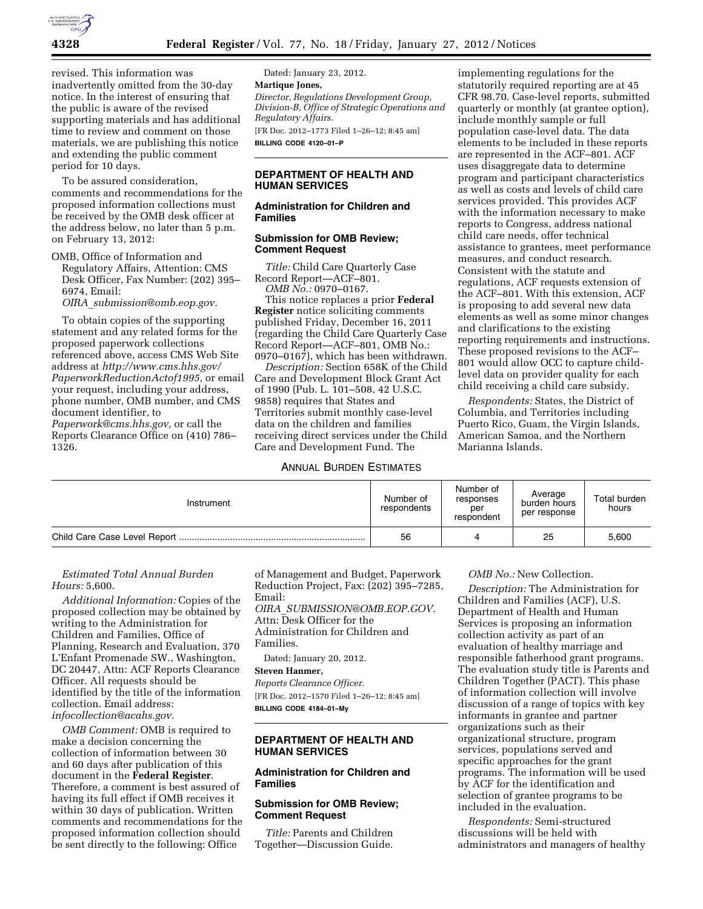revised. This information was inadvertently omitted from the 30-day notice. In the interest of ensuring that the public is aware of the revised supporting materials and has additional time to review and comment on those materials, we are publishing this notice and extending the public comment period for 10 days.

To be assured consideration, comments and recommendations for the proposed information collections must be received by the OMB desk officer at the address below, no later than 5 p.m. on February 13, 2012:

OMB, Office of Information and Regulatory Affairs, Attention: CMS Desk Officer, Fax Number: (202) 395–6974, Email: *OIRA_submission@omb.eop.gov.*

To obtain copies of the supporting statement and any related forms for the proposed paperwork collections referenced above, access CMS Web Site address at *http://www.cms.hhs.gov/PaperworkReductionActof1995,* or email your request, including your address, phone number, OMB number, and CMS document identifier, to *Paperwork@cms.hhs.gov,* or call the Reports Clearance Office on (410) 786–1326.

Dated: January 23, 2012.

**Martique Jones,**

*Director, Regulations Development Group, Division-B, Office of Strategic Operations and Regulatory Affairs.*

[FR Doc. 2012–1773 Filed 1–26–12; 8:45 am]

**BILLING CODE 4120–01–P**

## DEPARTMENT OF HEALTH AND HUMAN SERVICES

### Administration for Children and Families

### Submission for OMB Review; Comment Request

*Title:* Child Care Quarterly Case Record Report—ACF–801.

*OMB No.:* 0970–0167.

This notice replaces a prior **Federal Register** notice soliciting comments published Friday, December 16, 2011 (regarding the Child Care Quarterly Case Record Report—ACF–801, OMB No.: 0970–0167), which has been withdrawn.

*Description:* Section 658K of the Child Care and Development Block Grant Act of 1990 (Pub. L. 101–508, 42 U.S.C. 9858) requires that States and Territories submit monthly case-level data on the children and families receiving direct services under the Child Care and Development Fund. The implementing regulations for the statutorily required reporting are at 45 CFR 98.70. Case-level reports, submitted quarterly or monthly (at grantee option), include monthly sample or full population case-level data. The data elements to be included in these reports are represented in the ACF–801. ACF uses disaggregate data to determine program and participant characteristics as well as costs and levels of child care services provided. This provides ACF with the information necessary to make reports to Congress, address national child care needs, offer technical assistance to grantees, meet performance measures, and conduct research. Consistent with the statute and regulations, ACF requests extension of the ACF–801. With this extension, ACF is proposing to add several new data elements as well as some minor changes and clarifications to the existing reporting requirements and instructions. These proposed revisions to the ACF–801 would allow OCC to capture child-level data on provider quality for each child receiving a child care subsidy.

*Respondents:* States, the District of Columbia, and Territories including Puerto Rico, Guam, the Virgin Islands, American Samoa, and the Northern Marianna Islands.

ANNUAL BURDEN ESTIMATES

| Instrument | Number of respondents | Number of responses per respondent | Average burden hours per response | Total burden hours |
|---|---|---|---|---|
| Child Care Case Level Report | 56 | 4 | 25 | 5,600 |

*Estimated Total Annual Burden Hours:* 5,600.

*Additional Information:* Copies of the proposed collection may be obtained by writing to the Administration for Children and Families, Office of Planning, Research and Evaluation, 370 L'Enfant Promenade SW., Washington, DC 20447, Attn: ACF Reports Clearance Officer. All requests should be identified by the title of the information collection. Email address: *infocollection@acahs.gov.*

*OMB Comment:* OMB is required to make a decision concerning the collection of information between 30 and 60 days after publication of this document in the **Federal Register**. Therefore, a comment is best assured of having its full effect if OMB receives it within 30 days of publication. Written comments and recommendations for the proposed information collection should be sent directly to the following: Office of Management and Budget, Paperwork Reduction Project, Fax: (202) 395–7285, Email: *OIRA_SUBMISSION@OMB.EOP.GOV.* Attn: Desk Officer for the Administration for Children and Families.

Dated: January 20, 2012.

**Steven Hanmer,**

*Reports Clearance Officer.*

[FR Doc. 2012–1570 Filed 1–26–12; 8:45 am]

**BILLING CODE 4184–01–My**

## DEPARTMENT OF HEALTH AND HUMAN SERVICES

### Administration for Children and Families

### Submission for OMB Review; Comment Request

*Title:* Parents and Children Together—Discussion Guide.

*OMB No.:* New Collection.

*Description:* The Administration for Children and Families (ACF), U.S. Department of Health and Human Services is proposing an information collection activity as part of an evaluation of healthy marriage and responsible fatherhood grant programs. The evaluation study title is Parents and Children Together (PACT). This phase of information collection will involve discussion of a range of topics with key informants in grantee and partner organizations such as their organizational structure, program services, populations served and specific approaches for the grant programs. The information will be used by ACF for the identification and selection of grantee programs to be included in the evaluation.

*Respondents:* Semi-structured discussions will be held with administrators and managers of healthy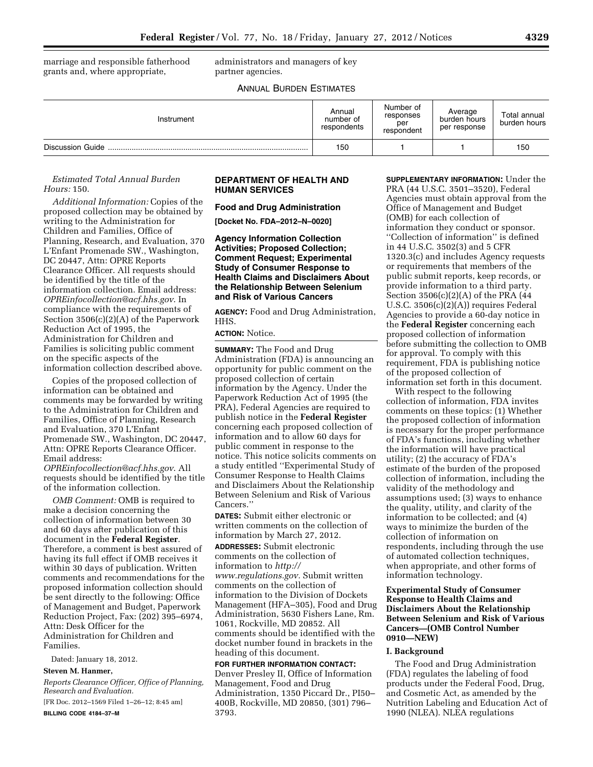marriage and responsible fatherhood grants and, where appropriate, administrators and managers of key partner agencies.

ANNUAL BURDEN ESTIMATES

| Instrument | Annual number of respondents | Number of responses per respondent | Average burden hours per response | Total annual burden hours |
| --- | --- | --- | --- | --- |
| Discussion Guide | 150 | 1 | 1 | 150 |

*Estimated Total Annual Burden Hours:* 150.

*Additional Information:* Copies of the proposed collection may be obtained by writing to the Administration for Children and Families, Office of Planning, Research, and Evaluation, 370 L'Enfant Promenade SW., Washington, DC 20447, Attn: OPRE Reports Clearance Officer. All requests should be identified by the title of the information collection. Email address: *OPREinfocollection@acf.hhs.gov*. In compliance with the requirements of Section 3506(c)(2)(A) of the Paperwork Reduction Act of 1995, the Administration for Children and Families is soliciting public comment on the specific aspects of the information collection described above.

Copies of the proposed collection of information can be obtained and comments may be forwarded by writing to the Administration for Children and Families, Office of Planning, Research and Evaluation, 370 L'Enfant Promenade SW., Washington, DC 20447, Attn: OPRE Reports Clearance Officer. Email address: *OPREinfocollection@acf.hhs.gov*. All requests should be identified by the title of the information collection.

*OMB Comment:* OMB is required to make a decision concerning the collection of information between 30 and 60 days after publication of this document in the **Federal Register**. Therefore, a comment is best assured of having its full effect if OMB receives it within 30 days of publication. Written comments and recommendations for the proposed information collection should be sent directly to the following: Office of Management and Budget, Paperwork Reduction Project, Fax: (202) 395–6974, Attn: Desk Officer for the Administration for Children and Families.

Dated: January 18, 2012.

**Steven M. Hanmer,**

*Reports Clearance Officer, Office of Planning, Research and Evaluation.*

[FR Doc. 2012–1569 Filed 1–26–12; 8:45 am]

**BILLING CODE 4184–37–M**

## DEPARTMENT OF HEALTH AND HUMAN SERVICES

### Food and Drug Administration

**[Docket No. FDA–2012–N–0020]**

### Agency Information Collection Activities; Proposed Collection; Comment Request; Experimental Study of Consumer Response to Health Claims and Disclaimers About the Relationship Between Selenium and Risk of Various Cancers

**AGENCY:** Food and Drug Administration, HHS.

**ACTION:** Notice.

**SUMMARY:** The Food and Drug Administration (FDA) is announcing an opportunity for public comment on the proposed collection of certain information by the Agency. Under the Paperwork Reduction Act of 1995 (the PRA), Federal Agencies are required to publish notice in the **Federal Register** concerning each proposed collection of information and to allow 60 days for public comment in response to the notice. This notice solicits comments on a study entitled ''Experimental Study of Consumer Response to Health Claims and Disclaimers About the Relationship Between Selenium and Risk of Various Cancers.''

**DATES:** Submit either electronic or written comments on the collection of information by March 27, 2012.

**ADDRESSES:** Submit electronic comments on the collection of information to *http://www.regulations.gov*. Submit written comments on the collection of information to the Division of Dockets Management (HFA–305), Food and Drug Administration, 5630 Fishers Lane, Rm. 1061, Rockville, MD 20852. All comments should be identified with the docket number found in brackets in the heading of this document.

**FOR FURTHER INFORMATION CONTACT:** Denver Presley II, Office of Information Management, Food and Drug Administration, 1350 Piccard Dr., PI50–400B, Rockville, MD 20850, (301) 796–3793.

**SUPPLEMENTARY INFORMATION:** Under the PRA (44 U.S.C. 3501–3520), Federal Agencies must obtain approval from the Office of Management and Budget (OMB) for each collection of information they conduct or sponsor. ''Collection of information'' is defined in 44 U.S.C. 3502(3) and 5 CFR 1320.3(c) and includes Agency requests or requirements that members of the public submit reports, keep records, or provide information to a third party. Section 3506(c)(2)(A) of the PRA (44 U.S.C. 3506(c)(2)(A)) requires Federal Agencies to provide a 60-day notice in the **Federal Register** concerning each proposed collection of information before submitting the collection to OMB for approval. To comply with this requirement, FDA is publishing notice of the proposed collection of information set forth in this document.

With respect to the following collection of information, FDA invites comments on these topics: (1) Whether the proposed collection of information is necessary for the proper performance of FDA's functions, including whether the information will have practical utility; (2) the accuracy of FDA's estimate of the burden of the proposed collection of information, including the validity of the methodology and assumptions used; (3) ways to enhance the quality, utility, and clarity of the information to be collected; and (4) ways to minimize the burden of the collection of information on respondents, including through the use of automated collection techniques, when appropriate, and other forms of information technology.

### Experimental Study of Consumer Response to Health Claims and Disclaimers About the Relationship Between Selenium and Risk of Various Cancers—(OMB Control Number 0910—NEW)

#### I. Background

The Food and Drug Administration (FDA) regulates the labeling of food products under the Federal Food, Drug, and Cosmetic Act, as amended by the Nutrition Labeling and Education Act of 1990 (NLEA). NLEA regulations